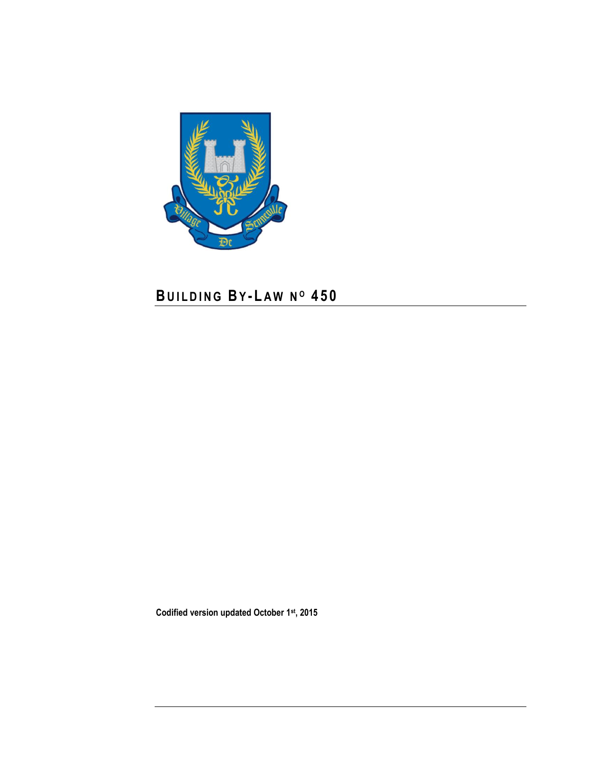# BUILDING BY-LAW Nº 450

**Codified version updated October 1st, 2015**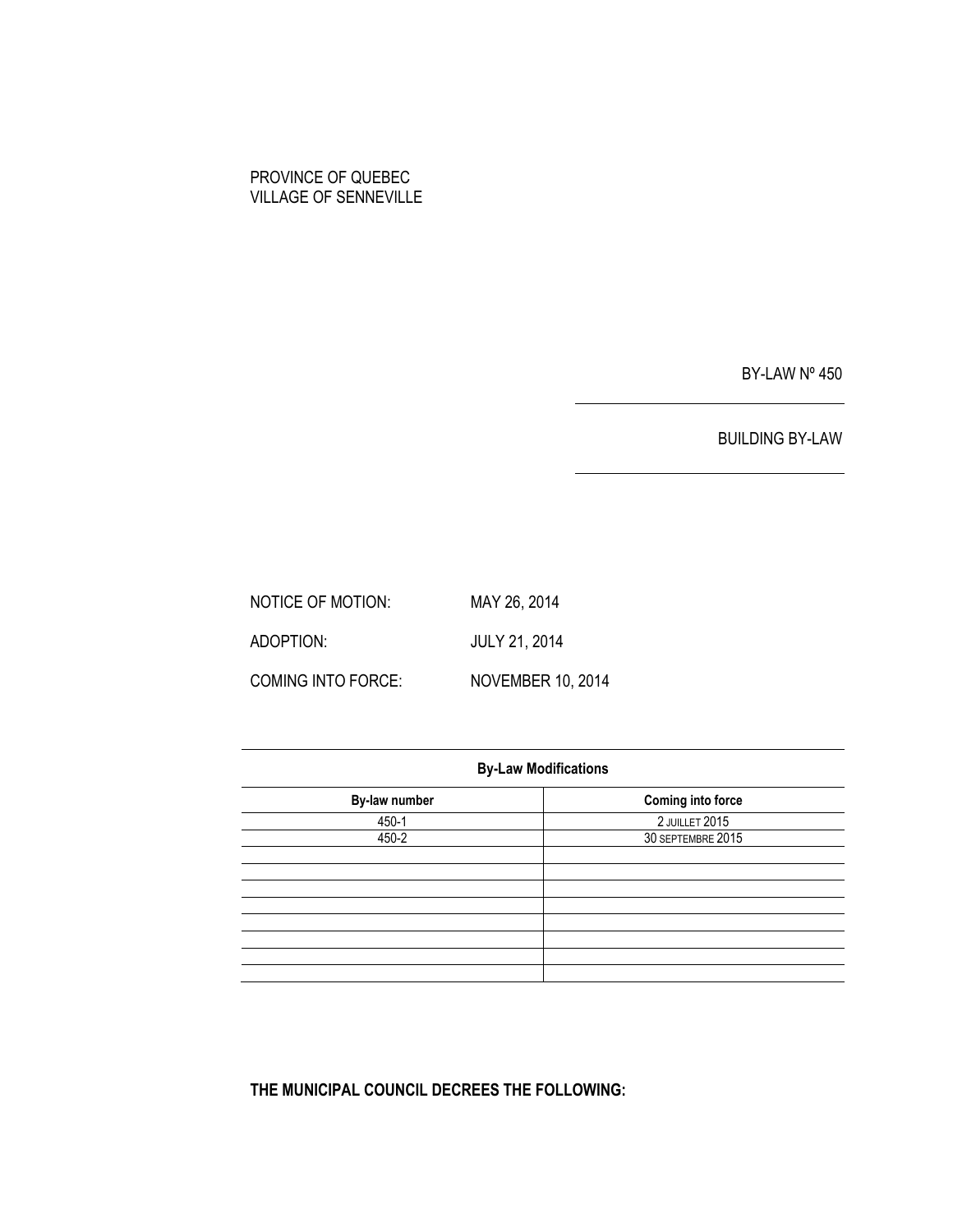PROVINCE OF QUEBEC
VILLAGE OF SENNEVILLE

BY-LAW Nº 450

BUILDING BY-LAW

NOTICE OF MOTION: MAY 26, 2014

ADOPTION: JULY 21, 2014

COMING INTO FORCE: NOVEMBER 10, 2014

**By-Law Modifications**

| By-law number | Coming into force |
|---|---|
| 450-1 | 2 JUILLET 2015 |
| 450-2 | 30 SEPTEMBRE 2015 |
| | |
| | |
| | |
| | |
| | |
| | |
| | |
| | |

**THE MUNICIPAL COUNCIL DECREES THE FOLLOWING:**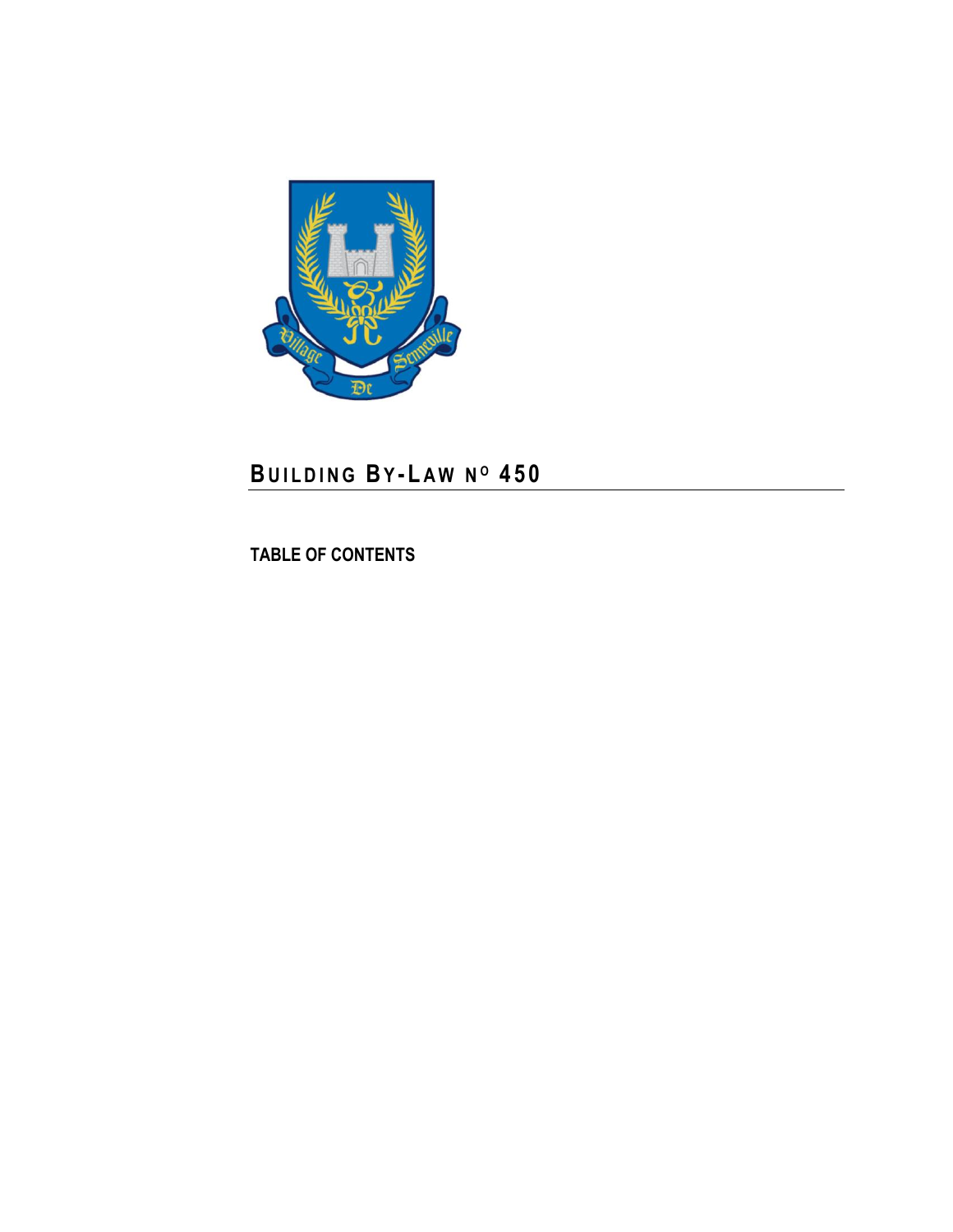# BUILDING BY-LAW N° 450

**TABLE OF CONTENTS**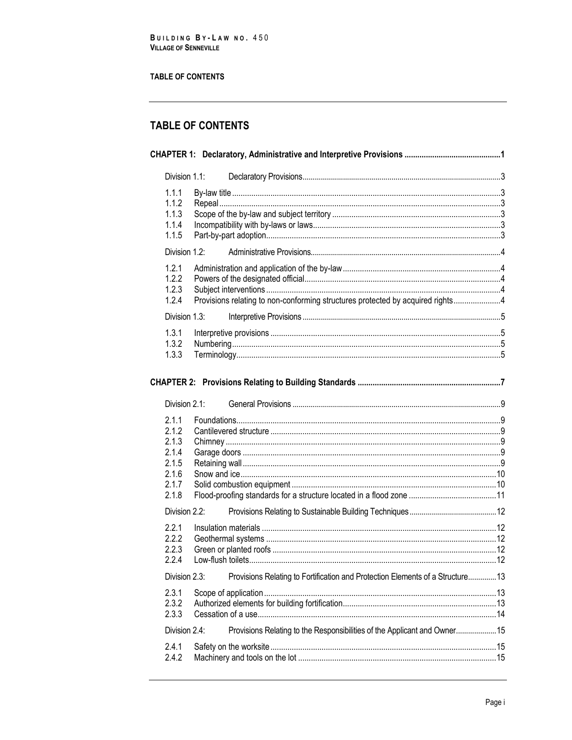# TABLE OF CONTENTS

**CHAPTER 1: Declaratory, Administrative and Interpretive Provisions ....................................................1**

Division 1.1: Declaratory Provisions.......................................................................................................3

1.1.1 By-law title ...........................................................................................................................3
1.1.2 Repeal ..................................................................................................................................3
1.1.3 Scope of the by-law and subject territory ..............................................................................3
1.1.4 Incompatibility with by-laws or laws......................................................................................3
1.1.5 Part-by-part adoption............................................................................................................3

Division 1.2: Administrative Provisions....................................................................................................4

1.2.1 Administration and application of the by-law .........................................................................4
1.2.2 Powers of the designated official...........................................................................................4
1.2.3 Subject interventions ............................................................................................................4
1.2.4 Provisions relating to non-conforming structures protected by acquired rights.......................4

Division 1.3: Interpretive Provisions ........................................................................................................5

1.3.1 Interpretive provisions ..........................................................................................................5
1.3.2 Numbering............................................................................................................................5
1.3.3 Terminology..........................................................................................................................5

**CHAPTER 2: Provisions Relating to Building Standards ..................................................................7**

Division 2.1: General Provisions .............................................................................................................9

2.1.1 Foundations..........................................................................................................................9
2.1.2 Cantilevered structure ..........................................................................................................9
2.1.3 Chimney ...............................................................................................................................9
2.1.4 Garage doors .......................................................................................................................9
2.1.5 Retaining wall .......................................................................................................................9
2.1.6 Snow and ice.......................................................................................................................10
2.1.7 Solid combustion equipment ...............................................................................................10
2.1.8 Flood-proofing standards for a structure located in a flood zone ..........................................11

Division 2.2: Provisions Relating to Sustainable Building Techniques ...........................................12

2.2.1 Insulation materials .............................................................................................................12
2.2.2 Geothermal systems ...........................................................................................................12
2.2.3 Green or planted roofs ........................................................................................................12
2.2.4 Low-flush toilets...................................................................................................................12

Division 2.3: Provisions Relating to Fortification and Protection Elements of a Structure..............13

2.3.1 Scope of application ...........................................................................................................13
2.3.2 Authorized elements for building fortification.......................................................................13
2.3.3 Cessation of a use..............................................................................................................14

Division 2.4: Provisions Relating to the Responsibilities of the Applicant and Owner....................15

2.4.1 Safety on the worksite .........................................................................................................15
2.4.2 Machinery and tools on the lot ............................................................................................15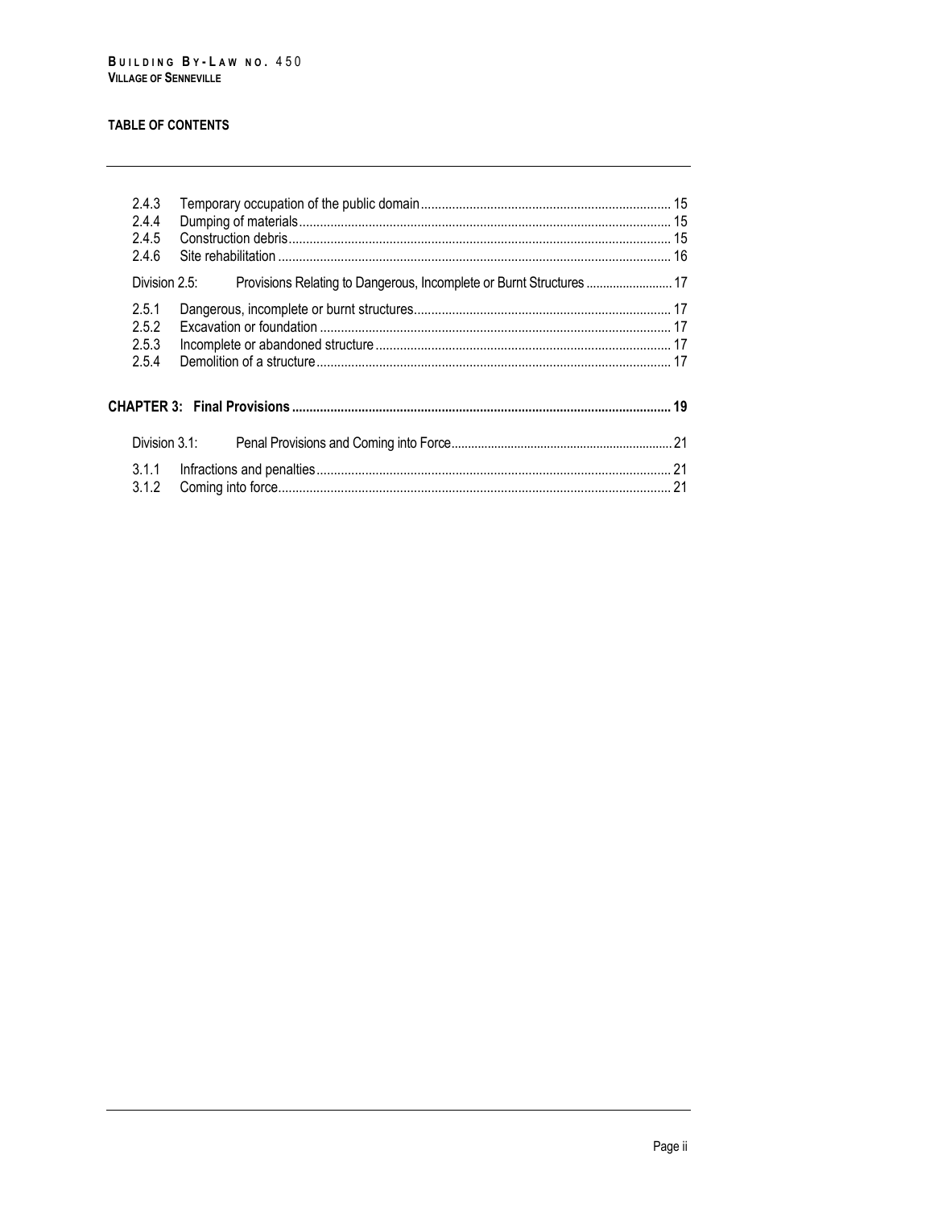**TABLE OF CONTENTS**

| | | |
|---|---|---|
| 2.4.3 | Temporary occupation of the public domain | 15 |
| 2.4.4 | Dumping of materials | 15 |
| 2.4.5 | Construction debris | 15 |
| 2.4.6 | Site rehabilitation | 16 |
| Division 2.5: | Provisions Relating to Dangerous, Incomplete or Burnt Structures | 17 |
| 2.5.1 | Dangerous, incomplete or burnt structures | 17 |
| 2.5.2 | Excavation or foundation | 17 |
| 2.5.3 | Incomplete or abandoned structure | 17 |
| 2.5.4 | Demolition of a structure | 17 |
| **CHAPTER 3: Final Provisions** | | **19** |
| Division 3.1: | Penal Provisions and Coming into Force | 21 |
| 3.1.1 | Infractions and penalties | 21 |
| 3.1.2 | Coming into force | 21 |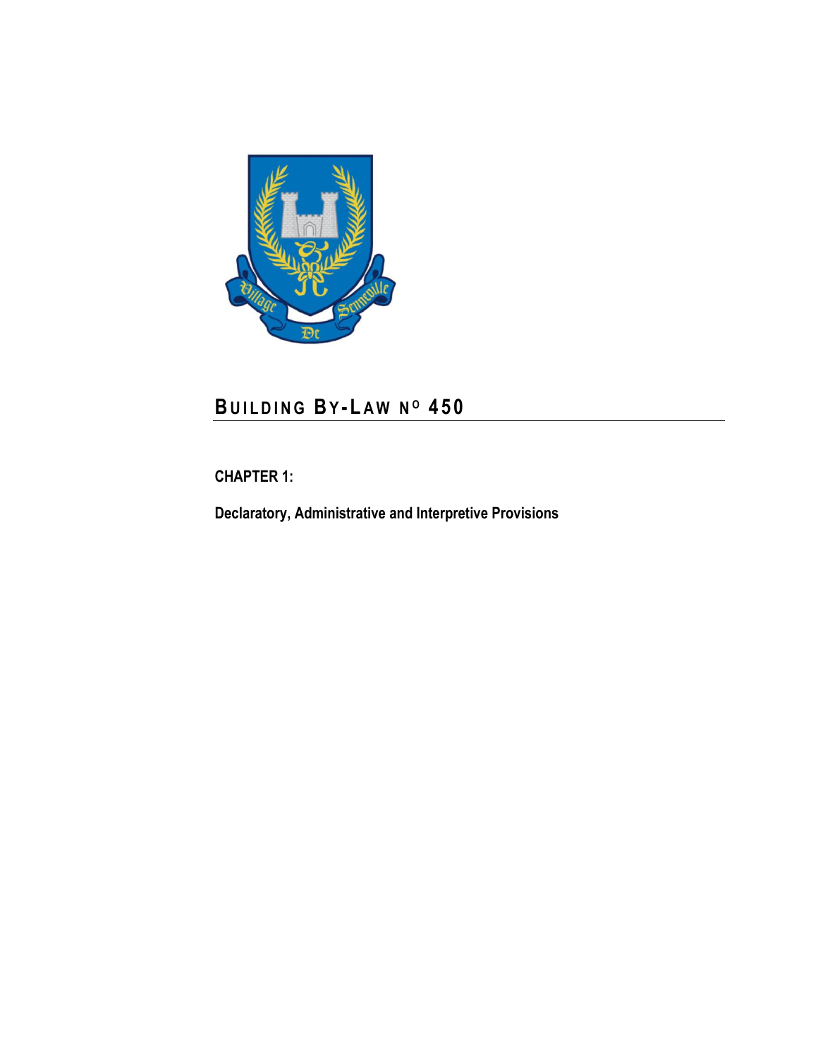# BUILDING BY-LAW Nº 450

**CHAPTER 1:**

**Declaratory, Administrative and Interpretive Provisions**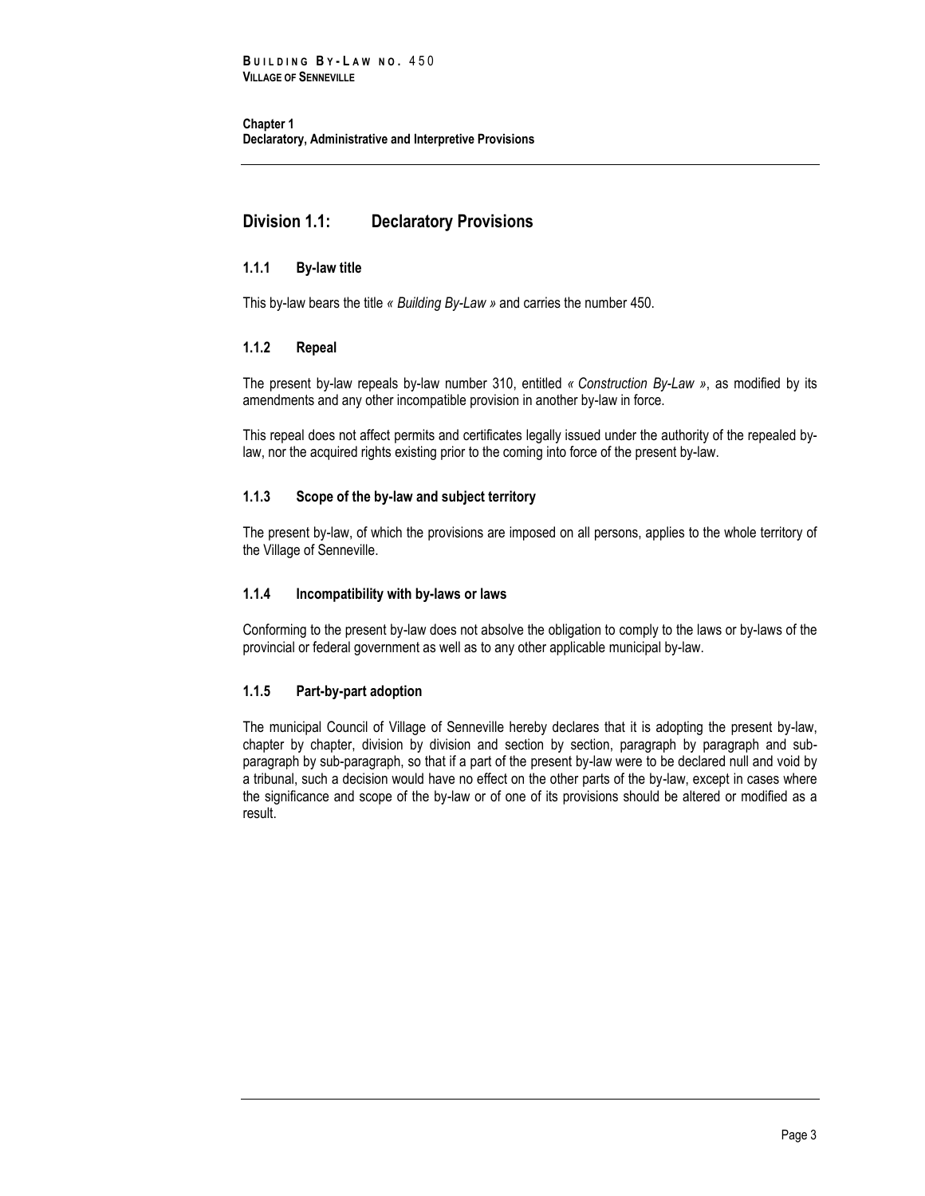## Division 1.1: Declaratory Provisions

### 1.1.1 By-law title

This by-law bears the title *« Building By-Law »* and carries the number 450.

### 1.1.2 Repeal

The present by-law repeals by-law number 310, entitled *« Construction By-Law »*, as modified by its amendments and any other incompatible provision in another by-law in force.

This repeal does not affect permits and certificates legally issued under the authority of the repealed by-law, nor the acquired rights existing prior to the coming into force of the present by-law.

### 1.1.3 Scope of the by-law and subject territory

The present by-law, of which the provisions are imposed on all persons, applies to the whole territory of the Village of Senneville.

### 1.1.4 Incompatibility with by-laws or laws

Conforming to the present by-law does not absolve the obligation to comply to the laws or by-laws of the provincial or federal government as well as to any other applicable municipal by-law.

### 1.1.5 Part-by-part adoption

The municipal Council of Village of Senneville hereby declares that it is adopting the present by-law, chapter by chapter, division by division and section by section, paragraph by paragraph and sub-paragraph by sub-paragraph, so that if a part of the present by-law were to be declared null and void by a tribunal, such a decision would have no effect on the other parts of the by-law, except in cases where the significance and scope of the by-law or of one of its provisions should be altered or modified as a result.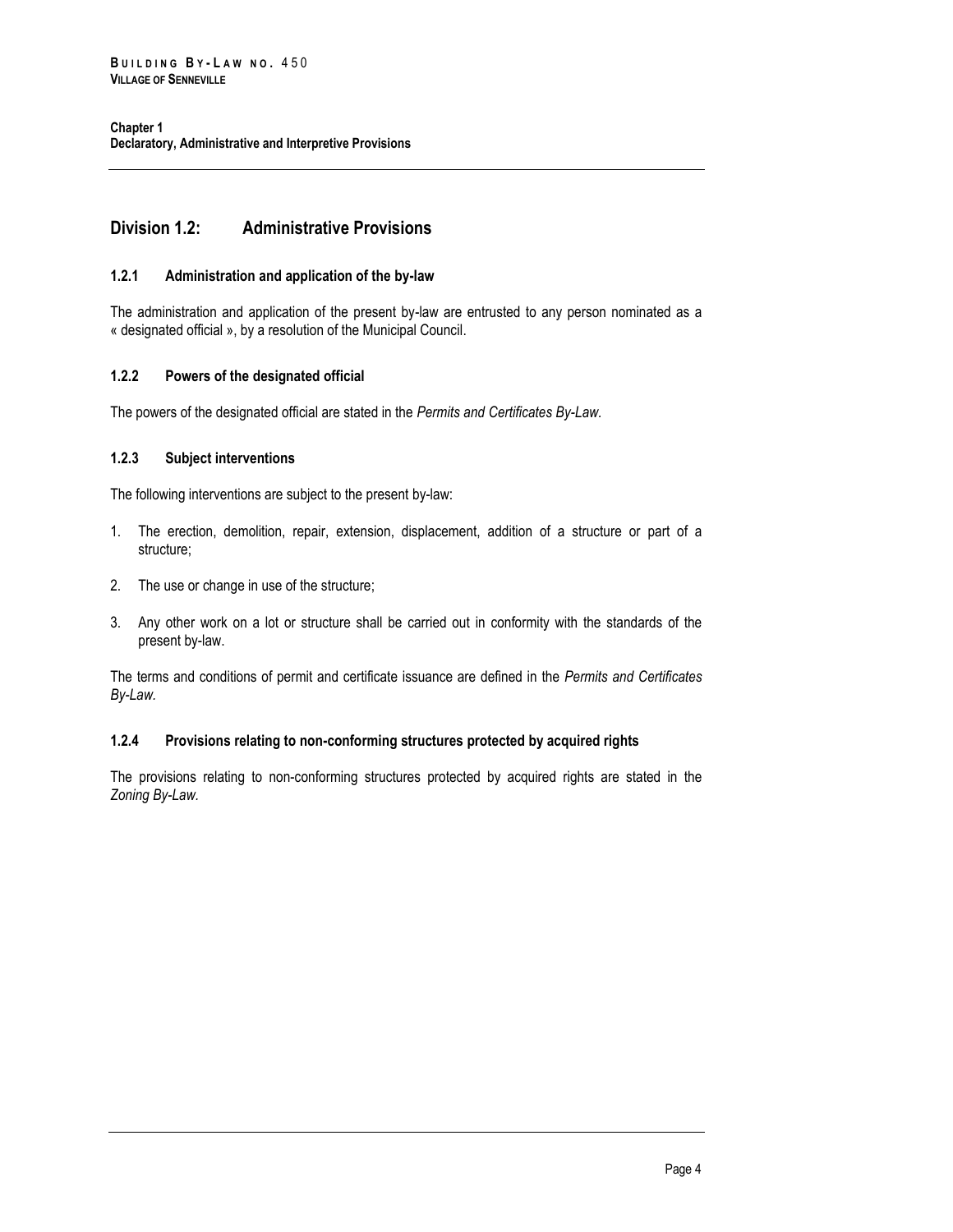## Division 1.2: Administrative Provisions

### 1.2.1 Administration and application of the by-law

The administration and application of the present by-law are entrusted to any person nominated as a « designated official », by a resolution of the Municipal Council.

### 1.2.2 Powers of the designated official

The powers of the designated official are stated in the *Permits and Certificates By-Law.*

### 1.2.3 Subject interventions

The following interventions are subject to the present by-law:

1. The erection, demolition, repair, extension, displacement, addition of a structure or part of a structure;
2. The use or change in use of the structure;
3. Any other work on a lot or structure shall be carried out in conformity with the standards of the present by-law.

The terms and conditions of permit and certificate issuance are defined in the *Permits and Certificates By-Law.*

### 1.2.4 Provisions relating to non-conforming structures protected by acquired rights

The provisions relating to non-conforming structures protected by acquired rights are stated in the *Zoning By-Law.*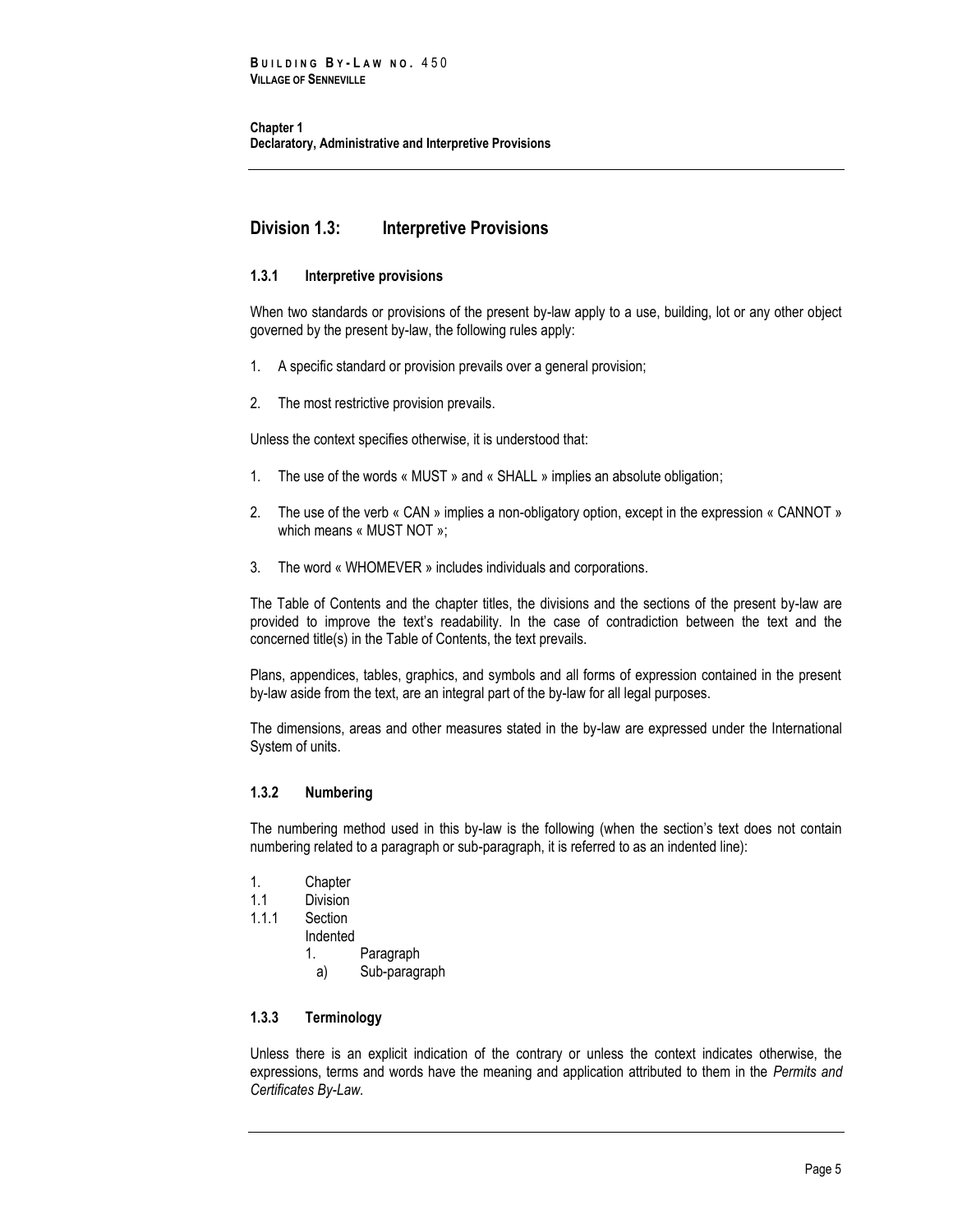## Division 1.3: Interpretive Provisions

### 1.3.1 Interpretive provisions

When two standards or provisions of the present by-law apply to a use, building, lot or any other object governed by the present by-law, the following rules apply:

1. A specific standard or provision prevails over a general provision;
2. The most restrictive provision prevails.

Unless the context specifies otherwise, it is understood that:

1. The use of the words « MUST » and « SHALL » implies an absolute obligation;
2. The use of the verb « CAN » implies a non-obligatory option, except in the expression « CANNOT » which means « MUST NOT »;
3. The word « WHOMEVER » includes individuals and corporations.

The Table of Contents and the chapter titles, the divisions and the sections of the present by-law are provided to improve the text's readability. In the case of contradiction between the text and the concerned title(s) in the Table of Contents, the text prevails.

Plans, appendices, tables, graphics, and symbols and all forms of expression contained in the present by-law aside from the text, are an integral part of the by-law for all legal purposes.

The dimensions, areas and other measures stated in the by-law are expressed under the International System of units.

### 1.3.2 Numbering

The numbering method used in this by-law is the following (when the section's text does not contain numbering related to a paragraph or sub-paragraph, it is referred to as an indented line):

1. Chapter
1.1 Division
1.1.1 Section
Indented
  1. Paragraph
    a) Sub-paragraph

### 1.3.3 Terminology

Unless there is an explicit indication of the contrary or unless the context indicates otherwise, the expressions, terms and words have the meaning and application attributed to them in the *Permits and Certificates By-Law.*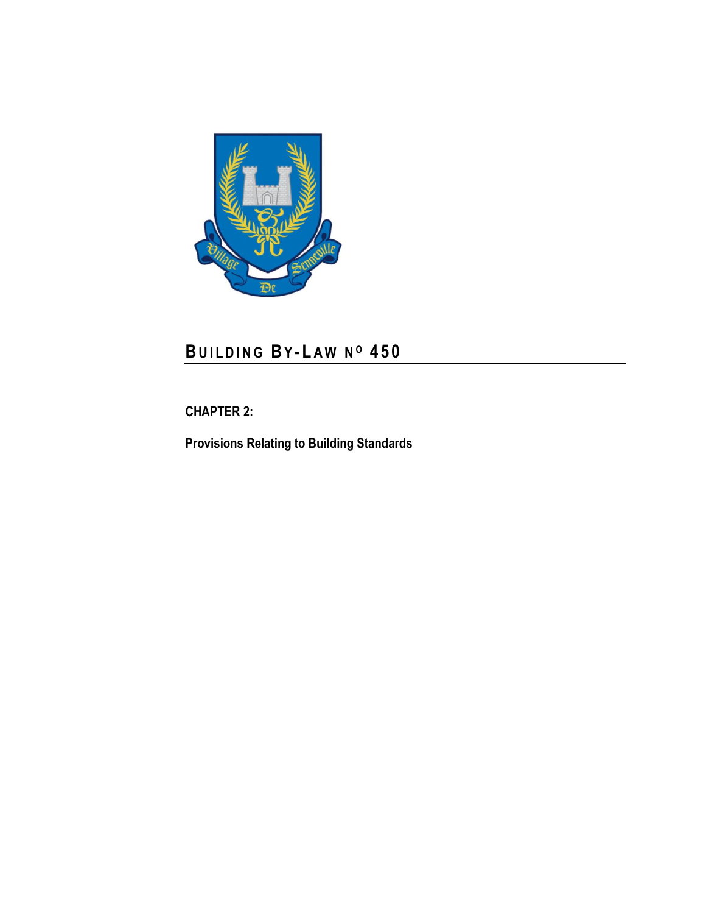# BUILDING BY-LAW Nº 450

**CHAPTER 2:**

**Provisions Relating to Building Standards**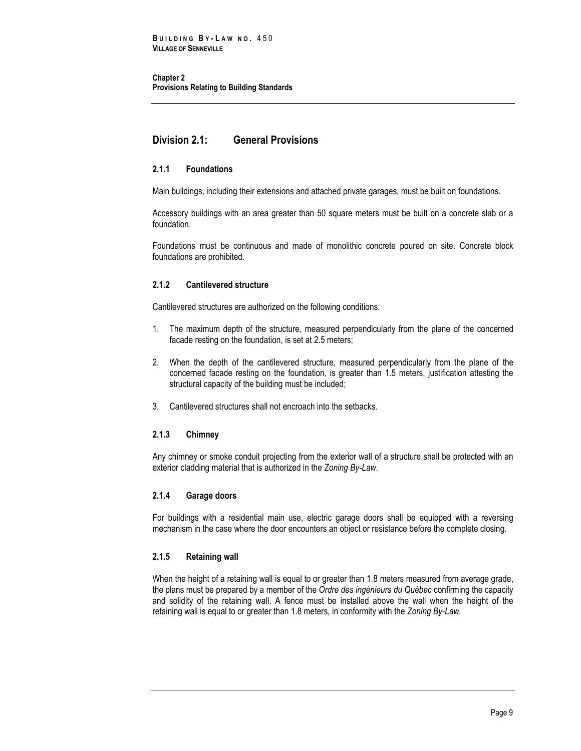## Division 2.1: General Provisions

### 2.1.1 Foundations

Main buildings, including their extensions and attached private garages, must be built on foundations.

Accessory buildings with an area greater than 50 square meters must be built on a concrete slab or a foundation.

Foundations must be continuous and made of monolithic concrete poured on site. Concrete block foundations are prohibited.

### 2.1.2 Cantilevered structure

Cantilevered structures are authorized on the following conditions:

1. The maximum depth of the structure, measured perpendicularly from the plane of the concerned facade resting on the foundation, is set at 2.5 meters;

2. When the depth of the cantilevered structure, measured perpendicularly from the plane of the concerned facade resting on the foundation, is greater than 1.5 meters, justification attesting the structural capacity of the building must be included;

3. Cantilevered structures shall not encroach into the setbacks.

### 2.1.3 Chimney

Any chimney or smoke conduit projecting from the exterior wall of a structure shall be protected with an exterior cladding material that is authorized in the *Zoning By-Law.*

### 2.1.4 Garage doors

For buildings with a residential main use, electric garage doors shall be equipped with a reversing mechanism in the case where the door encounters an object or resistance before the complete closing.

### 2.1.5 Retaining wall

When the height of a retaining wall is equal to or greater than 1.8 meters measured from average grade, the plans must be prepared by a member of the *Ordre des ingénieurs du Québec* confirming the capacity and solidity of the retaining wall. A fence must be installed above the wall when the height of the retaining wall is equal to or greater than 1.8 meters, in conformity with the *Zoning By-Law.*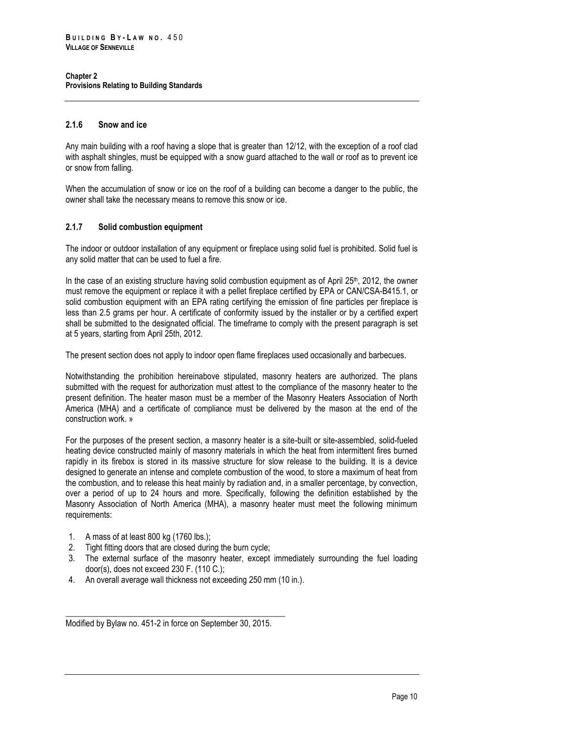### 2.1.6 Snow and ice

Any main building with a roof having a slope that is greater than 12/12, with the exception of a roof clad with asphalt shingles, must be equipped with a snow guard attached to the wall or roof as to prevent ice or snow from falling.

When the accumulation of snow or ice on the roof of a building can become a danger to the public, the owner shall take the necessary means to remove this snow or ice.

### 2.1.7 Solid combustion equipment

The indoor or outdoor installation of any equipment or fireplace using solid fuel is prohibited. Solid fuel is any solid matter that can be used to fuel a fire.

In the case of an existing structure having solid combustion equipment as of April 25th, 2012, the owner must remove the equipment or replace it with a pellet fireplace certified by EPA or CAN/CSA-B415.1, or solid combustion equipment with an EPA rating certifying the emission of fine particles per fireplace is less than 2.5 grams per hour. A certificate of conformity issued by the installer or by a certified expert shall be submitted to the designated official. The timeframe to comply with the present paragraph is set at 5 years, starting from April 25th, 2012.

The present section does not apply to indoor open flame fireplaces used occasionally and barbecues.

Notwithstanding the prohibition hereinabove stipulated, masonry heaters are authorized. The plans submitted with the request for authorization must attest to the compliance of the masonry heater to the present definition. The heater mason must be a member of the Masonry Heaters Association of North America (MHA) and a certificate of compliance must be delivered by the mason at the end of the construction work. »

For the purposes of the present section, a masonry heater is a site-built or site-assembled, solid-fueled heating device constructed mainly of masonry materials in which the heat from intermittent fires burned rapidly in its firebox is stored in its massive structure for slow release to the building. It is a device designed to generate an intense and complete combustion of the wood, to store a maximum of heat from the combustion, and to release this heat mainly by radiation and, in a smaller percentage, by convection, over a period of up to 24 hours and more. Specifically, following the definition established by the Masonry Association of North America (MHA), a masonry heater must meet the following minimum requirements:

1. A mass of at least 800 kg (1760 lbs.);
2. Tight fitting doors that are closed during the burn cycle;
3. The external surface of the masonry heater, except immediately surrounding the fuel loading door(s), does not exceed 230 F. (110 C.);
4. An overall average wall thickness not exceeding 250 mm (10 in.).

Modified by Bylaw no. 451-2 in force on September 30, 2015.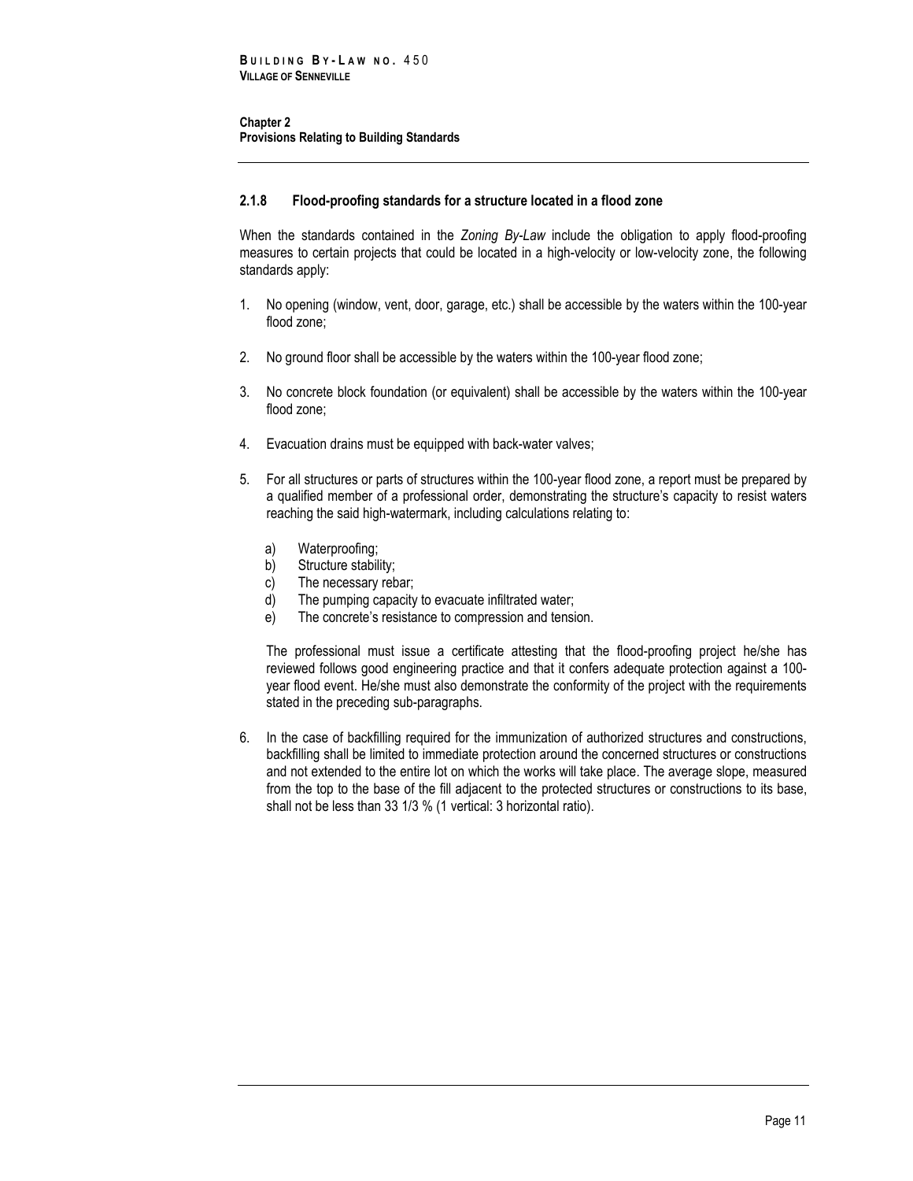### 2.1.8 Flood-proofing standards for a structure located in a flood zone

When the standards contained in the *Zoning By-Law* include the obligation to apply flood-proofing measures to certain projects that could be located in a high-velocity or low-velocity zone, the following standards apply:

1. No opening (window, vent, door, garage, etc.) shall be accessible by the waters within the 100-year flood zone;

2. No ground floor shall be accessible by the waters within the 100-year flood zone;

3. No concrete block foundation (or equivalent) shall be accessible by the waters within the 100-year flood zone;

4. Evacuation drains must be equipped with back-water valves;

5. For all structures or parts of structures within the 100-year flood zone, a report must be prepared by a qualified member of a professional order, demonstrating the structure's capacity to resist waters reaching the said high-watermark, including calculations relating to:

   a) Waterproofing;
   b) Structure stability;
   c) The necessary rebar;
   d) The pumping capacity to evacuate infiltrated water;
   e) The concrete's resistance to compression and tension.

   The professional must issue a certificate attesting that the flood-proofing project he/she has reviewed follows good engineering practice and that it confers adequate protection against a 100-year flood event. He/she must also demonstrate the conformity of the project with the requirements stated in the preceding sub-paragraphs.

6. In the case of backfilling required for the immunization of authorized structures and constructions, backfilling shall be limited to immediate protection around the concerned structures or constructions and not extended to the entire lot on which the works will take place. The average slope, measured from the top to the base of the fill adjacent to the protected structures or constructions to its base, shall not be less than 33 1/3 % (1 vertical: 3 horizontal ratio).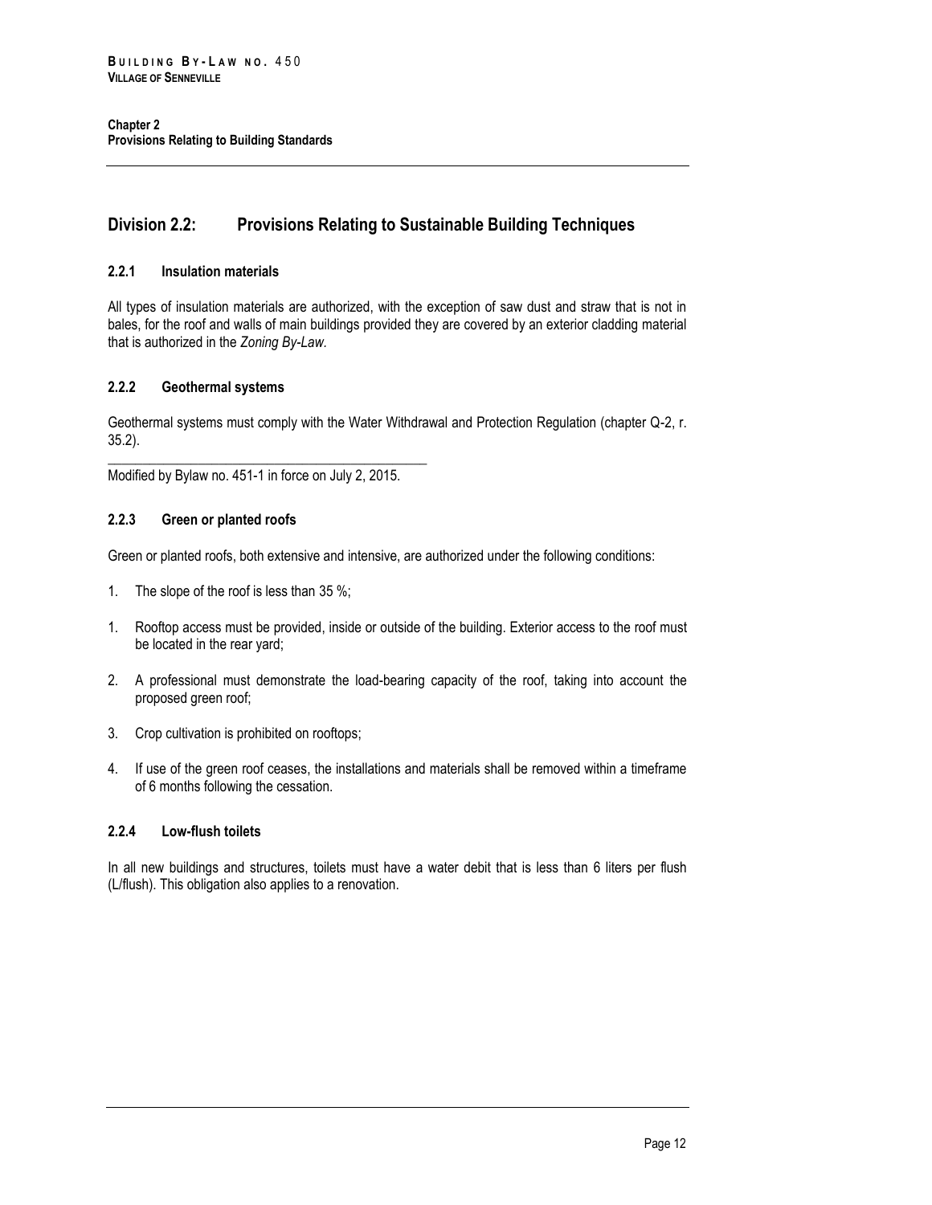## Division 2.2: Provisions Relating to Sustainable Building Techniques

### 2.2.1 Insulation materials

All types of insulation materials are authorized, with the exception of saw dust and straw that is not in bales, for the roof and walls of main buildings provided they are covered by an exterior cladding material that is authorized in the *Zoning By-Law.*

### 2.2.2 Geothermal systems

Geothermal systems must comply with the Water Withdrawal and Protection Regulation (chapter Q-2, r. 35.2).

Modified by Bylaw no. 451-1 in force on July 2, 2015.

### 2.2.3 Green or planted roofs

Green or planted roofs, both extensive and intensive, are authorized under the following conditions:

1. The slope of the roof is less than 35 %;

1. Rooftop access must be provided, inside or outside of the building. Exterior access to the roof must be located in the rear yard;

2. A professional must demonstrate the load-bearing capacity of the roof, taking into account the proposed green roof;

3. Crop cultivation is prohibited on rooftops;

4. If use of the green roof ceases, the installations and materials shall be removed within a timeframe of 6 months following the cessation.

### 2.2.4 Low-flush toilets

In all new buildings and structures, toilets must have a water debit that is less than 6 liters per flush (L/flush). This obligation also applies to a renovation.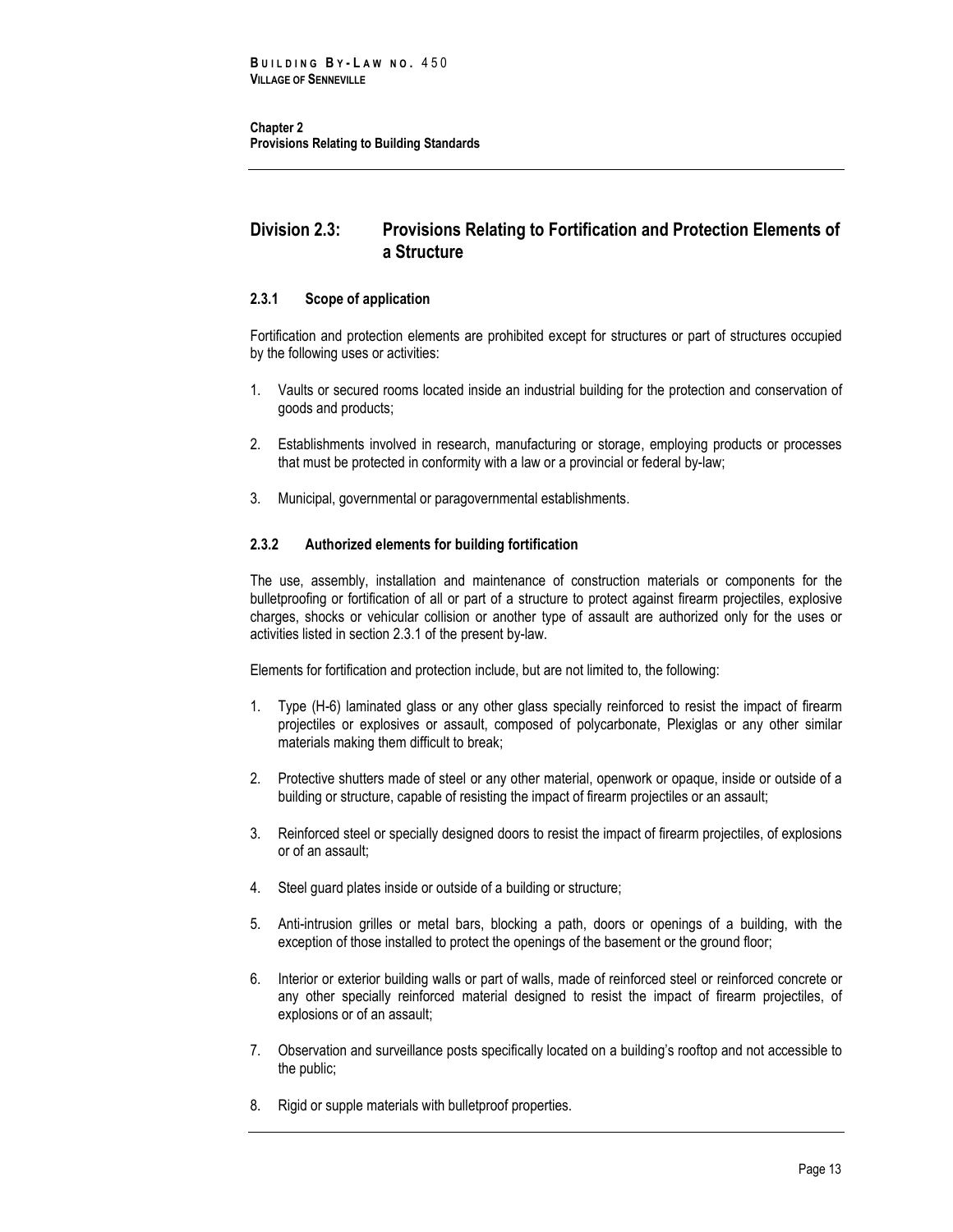## Division 2.3: Provisions Relating to Fortification and Protection Elements of a Structure

### 2.3.1 Scope of application

Fortification and protection elements are prohibited except for structures or part of structures occupied by the following uses or activities:

1. Vaults or secured rooms located inside an industrial building for the protection and conservation of goods and products;

2. Establishments involved in research, manufacturing or storage, employing products or processes that must be protected in conformity with a law or a provincial or federal by-law;

3. Municipal, governmental or paragovernmental establishments.

### 2.3.2 Authorized elements for building fortification

The use, assembly, installation and maintenance of construction materials or components for the bulletproofing or fortification of all or part of a structure to protect against firearm projectiles, explosive charges, shocks or vehicular collision or another type of assault are authorized only for the uses or activities listed in section 2.3.1 of the present by-law.

Elements for fortification and protection include, but are not limited to, the following:

1. Type (H-6) laminated glass or any other glass specially reinforced to resist the impact of firearm projectiles or explosives or assault, composed of polycarbonate, Plexiglas or any other similar materials making them difficult to break;

2. Protective shutters made of steel or any other material, openwork or opaque, inside or outside of a building or structure, capable of resisting the impact of firearm projectiles or an assault;

3. Reinforced steel or specially designed doors to resist the impact of firearm projectiles, of explosions or of an assault;

4. Steel guard plates inside or outside of a building or structure;

5. Anti-intrusion grilles or metal bars, blocking a path, doors or openings of a building, with the exception of those installed to protect the openings of the basement or the ground floor;

6. Interior or exterior building walls or part of walls, made of reinforced steel or reinforced concrete or any other specially reinforced material designed to resist the impact of firearm projectiles, of explosions or of an assault;

7. Observation and surveillance posts specifically located on a building's rooftop and not accessible to the public;

8. Rigid or supple materials with bulletproof properties.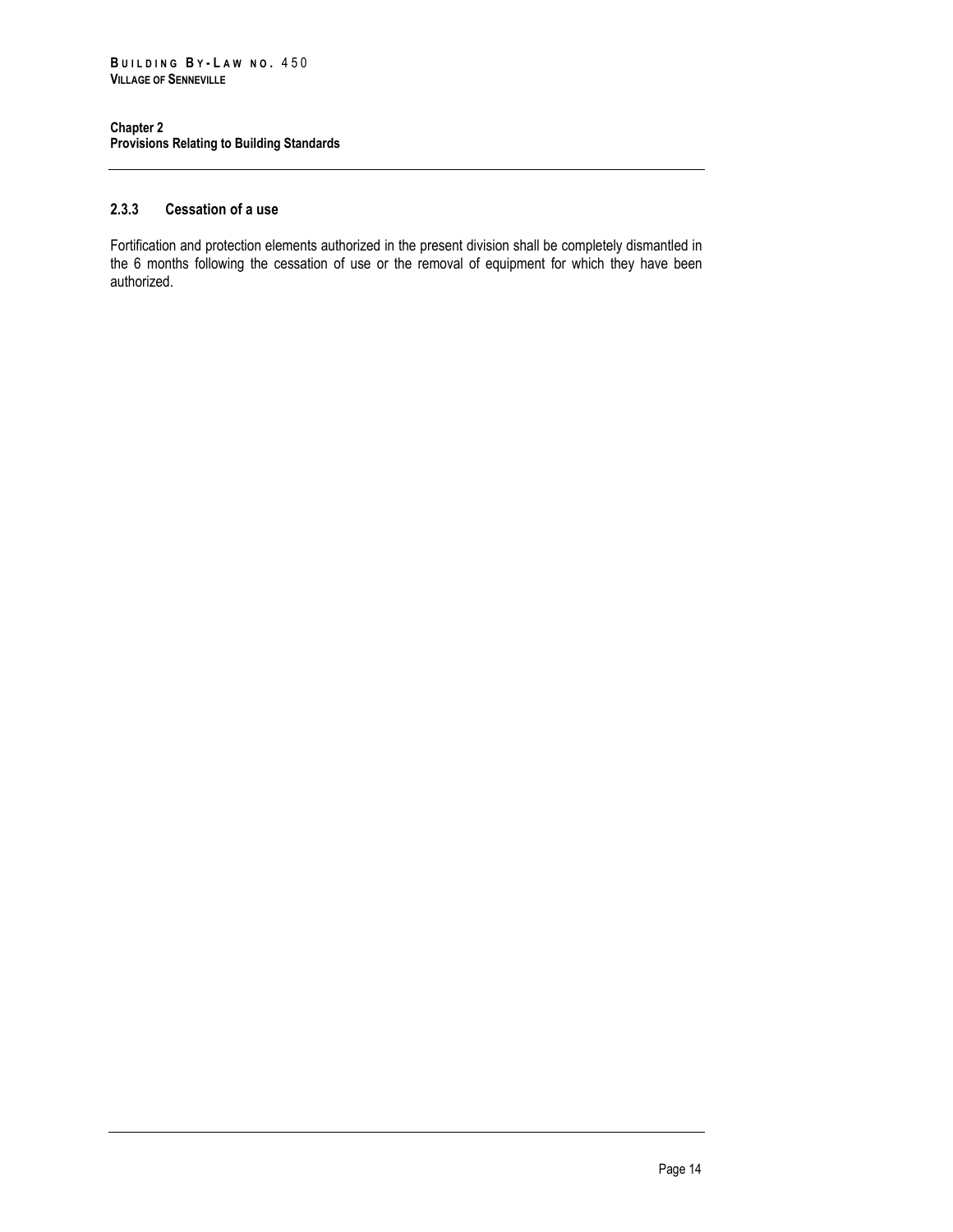### 2.3.3 Cessation of a use

Fortification and protection elements authorized in the present division shall be completely dismantled in the 6 months following the cessation of use or the removal of equipment for which they have been authorized.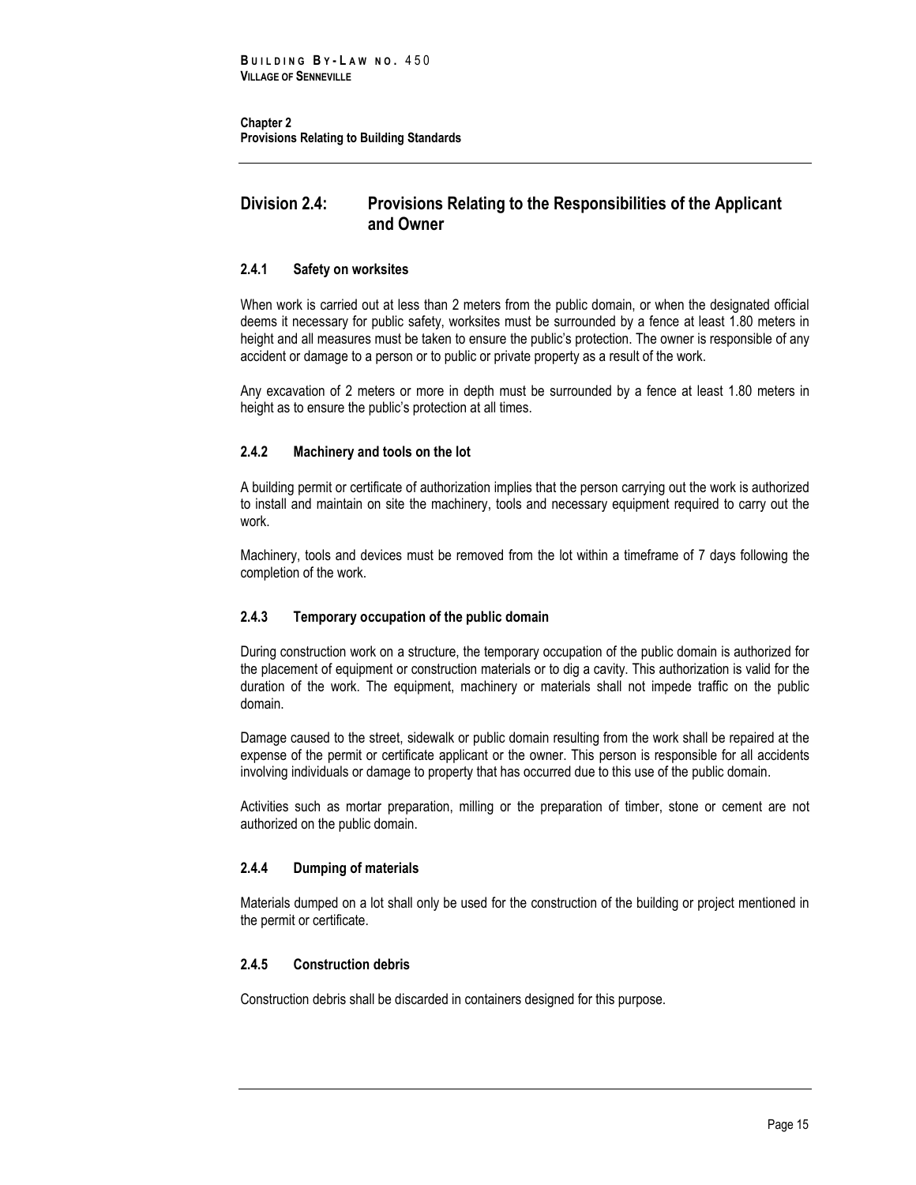## Division 2.4: Provisions Relating to the Responsibilities of the Applicant and Owner

### 2.4.1 Safety on worksites

When work is carried out at less than 2 meters from the public domain, or when the designated official deems it necessary for public safety, worksites must be surrounded by a fence at least 1.80 meters in height and all measures must be taken to ensure the public's protection. The owner is responsible of any accident or damage to a person or to public or private property as a result of the work.

Any excavation of 2 meters or more in depth must be surrounded by a fence at least 1.80 meters in height as to ensure the public's protection at all times.

### 2.4.2 Machinery and tools on the lot

A building permit or certificate of authorization implies that the person carrying out the work is authorized to install and maintain on site the machinery, tools and necessary equipment required to carry out the work.

Machinery, tools and devices must be removed from the lot within a timeframe of 7 days following the completion of the work.

### 2.4.3 Temporary occupation of the public domain

During construction work on a structure, the temporary occupation of the public domain is authorized for the placement of equipment or construction materials or to dig a cavity. This authorization is valid for the duration of the work. The equipment, machinery or materials shall not impede traffic on the public domain.

Damage caused to the street, sidewalk or public domain resulting from the work shall be repaired at the expense of the permit or certificate applicant or the owner. This person is responsible for all accidents involving individuals or damage to property that has occurred due to this use of the public domain.

Activities such as mortar preparation, milling or the preparation of timber, stone or cement are not authorized on the public domain.

### 2.4.4 Dumping of materials

Materials dumped on a lot shall only be used for the construction of the building or project mentioned in the permit or certificate.

### 2.4.5 Construction debris

Construction debris shall be discarded in containers designed for this purpose.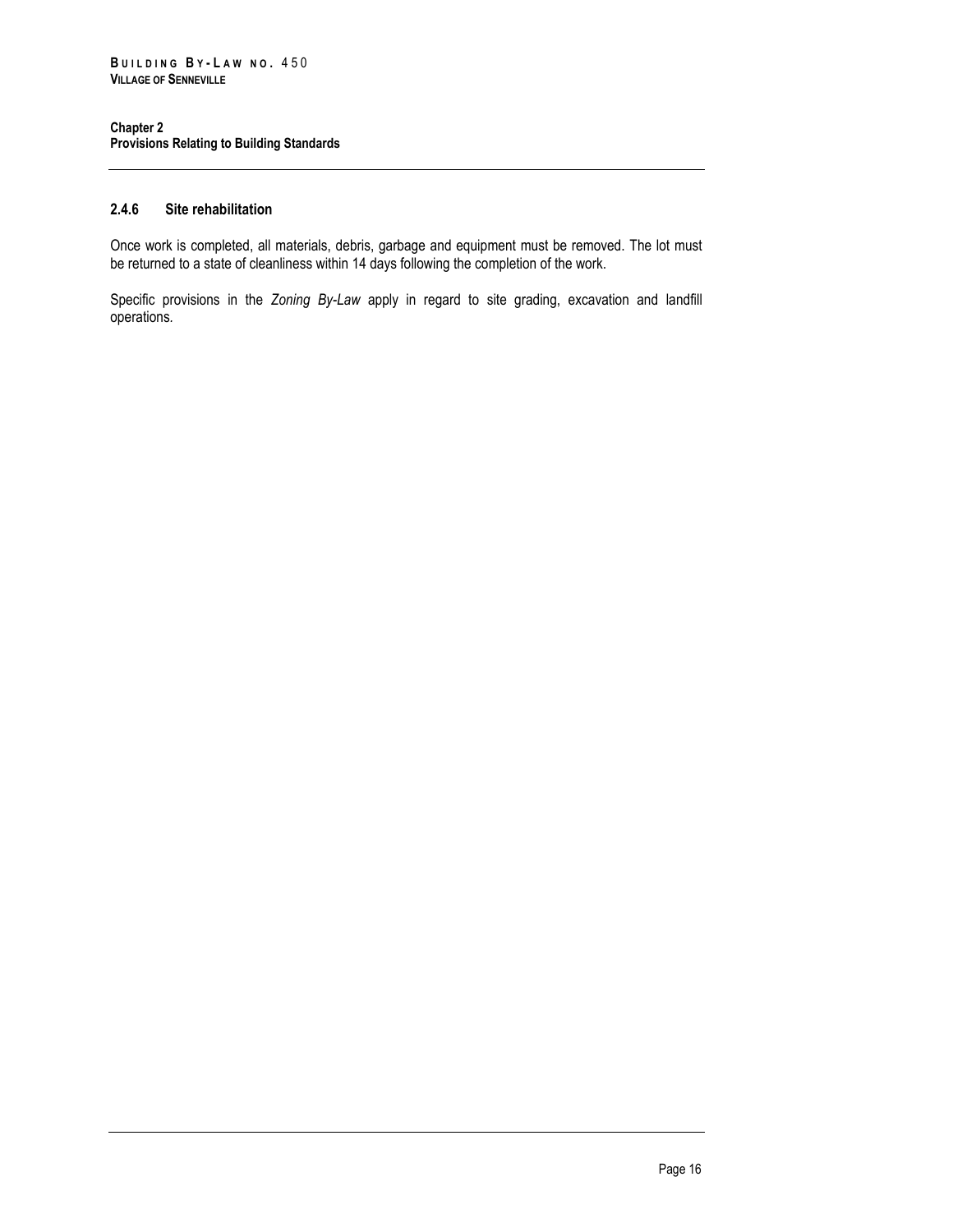### 2.4.6 Site rehabilitation

Once work is completed, all materials, debris, garbage and equipment must be removed. The lot must be returned to a state of cleanliness within 14 days following the completion of the work.

Specific provisions in the *Zoning By-Law* apply in regard to site grading, excavation and landfill operations.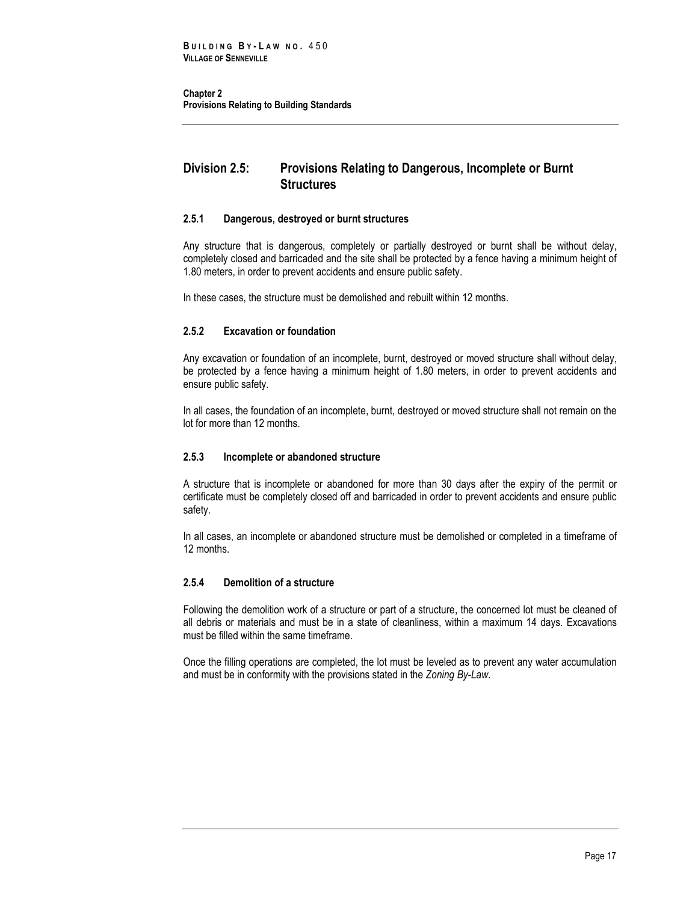## Division 2.5: Provisions Relating to Dangerous, Incomplete or Burnt Structures

### 2.5.1 Dangerous, destroyed or burnt structures

Any structure that is dangerous, completely or partially destroyed or burnt shall be without delay, completely closed and barricaded and the site shall be protected by a fence having a minimum height of 1.80 meters, in order to prevent accidents and ensure public safety.

In these cases, the structure must be demolished and rebuilt within 12 months.

### 2.5.2 Excavation or foundation

Any excavation or foundation of an incomplete, burnt, destroyed or moved structure shall without delay, be protected by a fence having a minimum height of 1.80 meters, in order to prevent accidents and ensure public safety.

In all cases, the foundation of an incomplete, burnt, destroyed or moved structure shall not remain on the lot for more than 12 months.

### 2.5.3 Incomplete or abandoned structure

A structure that is incomplete or abandoned for more than 30 days after the expiry of the permit or certificate must be completely closed off and barricaded in order to prevent accidents and ensure public safety.

In all cases, an incomplete or abandoned structure must be demolished or completed in a timeframe of 12 months.

### 2.5.4 Demolition of a structure

Following the demolition work of a structure or part of a structure, the concerned lot must be cleaned of all debris or materials and must be in a state of cleanliness, within a maximum 14 days. Excavations must be filled within the same timeframe.

Once the filling operations are completed, the lot must be leveled as to prevent any water accumulation and must be in conformity with the provisions stated in the *Zoning By-Law.*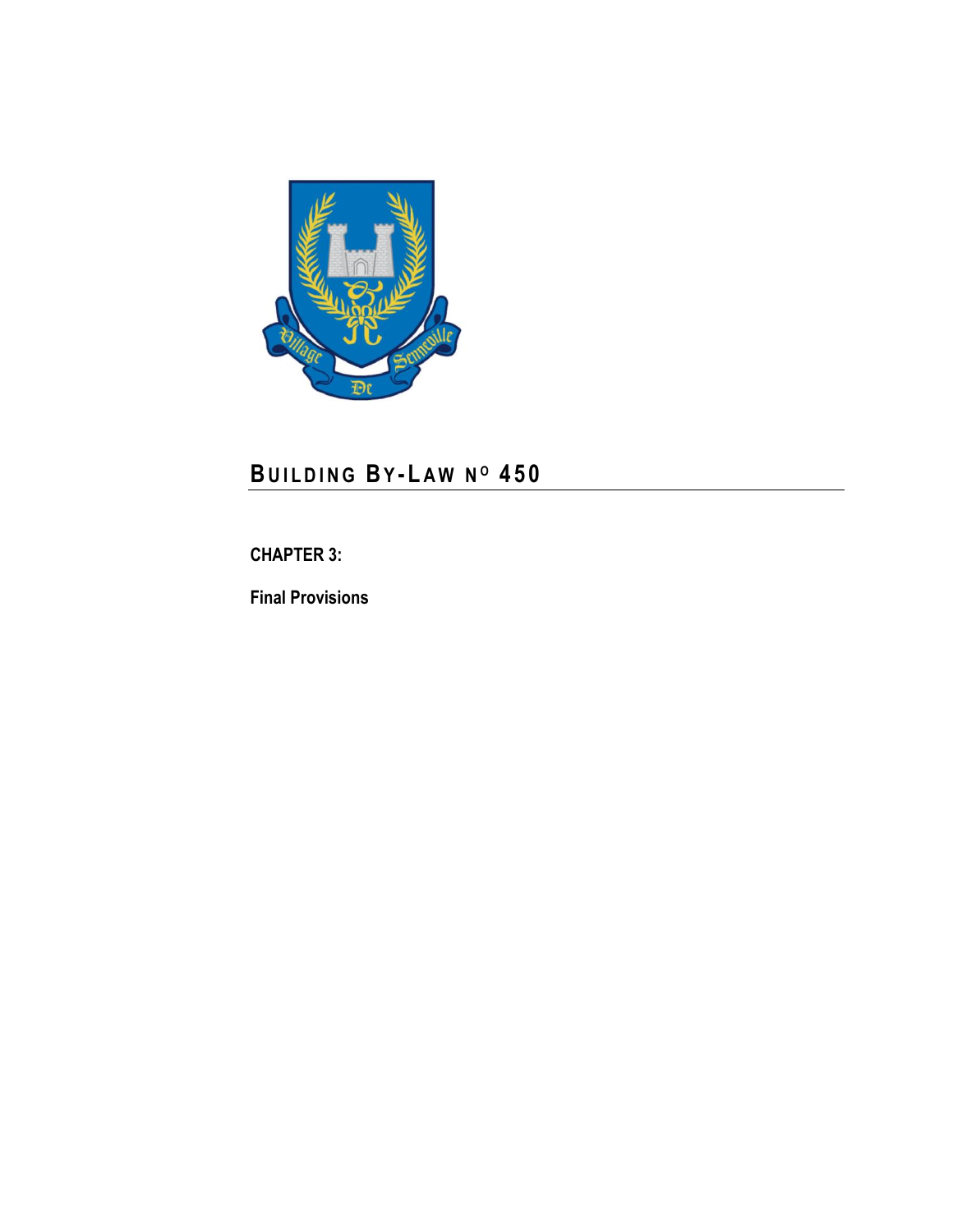# BUILDING BY-LAW Nº 450

**CHAPTER 3:**

**Final Provisions**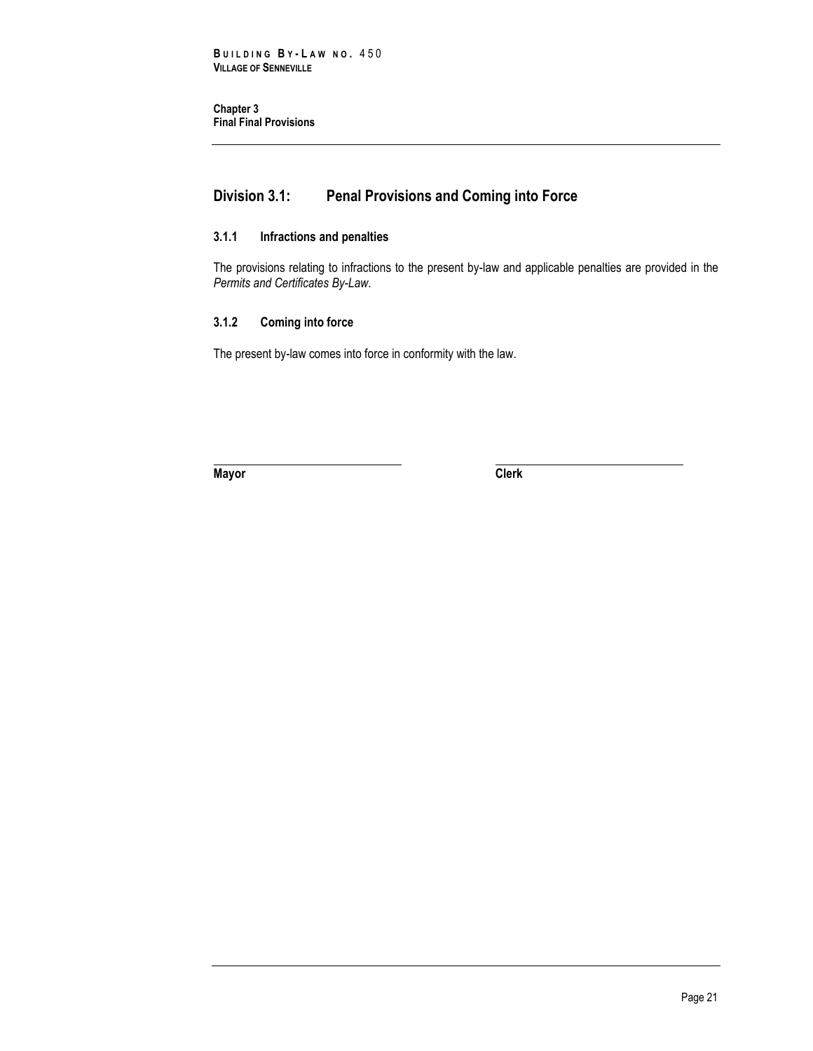**Chapter 3**
**Final Final Provisions**

## Division 3.1: Penal Provisions and Coming into Force

### 3.1.1 Infractions and penalties

The provisions relating to infractions to the present by-law and applicable penalties are provided in the *Permits and Certificates By-Law*.

### 3.1.2 Coming into force

The present by-law comes into force in conformity with the law.

| | |
|---|---|
| **Mayor** | **Clerk** |